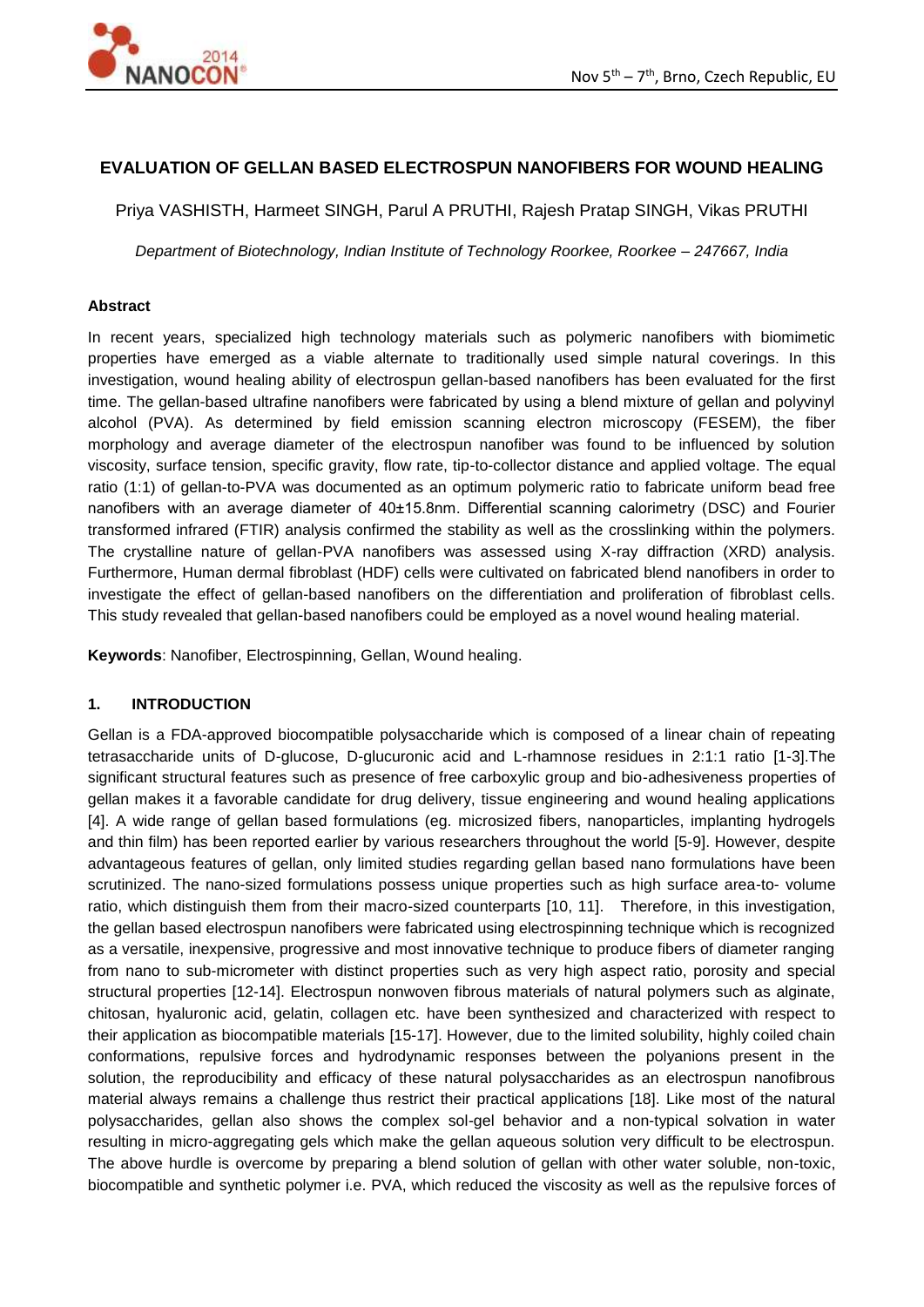# EVALUATION OF GELLAN BASED ELECTROSPUN NANOFIBERS FOR WOUND HEALING

Priya VASHISTH, Harmeet SINGH, Parul A PRUTHI, Rajesh Pratap SINGH, Vikas PRUTHI

*Department of Biotechnology, Indian Institute of Technology Roorkee, Roorkee – 247667, India*

### Abstract

In recent years, specialized high technology materials such as polymeric nanofibers with biomimetic properties have emerged as a viable alternate to traditionally used simple natural coverings. In this investigation, wound healing ability of electrospun gellan-based nanofibers has been evaluated for the first time. The gellan-based ultrafine nanofibers were fabricated by using a blend mixture of gellan and polyvinyl alcohol (PVA). As determined by field emission scanning electron microscopy (FESEM), the fiber morphology and average diameter of the electrospun nanofiber was found to be influenced by solution viscosity, surface tension, specific gravity, flow rate, tip-to-collector distance and applied voltage. The equal ratio (1:1) of gellan-to-PVA was documented as an optimum polymeric ratio to fabricate uniform bead free nanofibers with an average diameter of 40±15.8nm. Differential scanning calorimetry (DSC) and Fourier transformed infrared (FTIR) analysis confirmed the stability as well as the crosslinking within the polymers. The crystalline nature of gellan-PVA nanofibers was assessed using X-ray diffraction (XRD) analysis. Furthermore, Human dermal fibroblast (HDF) cells were cultivated on fabricated blend nanofibers in order to investigate the effect of gellan-based nanofibers on the differentiation and proliferation of fibroblast cells. This study revealed that gellan-based nanofibers could be employed as a novel wound healing material.

**Keywords**: Nanofiber, Electrospinning, Gellan, Wound healing.

## 1. INTRODUCTION

Gellan is a FDA-approved biocompatible polysaccharide which is composed of a linear chain of repeating tetrasaccharide units of D-glucose, D-glucuronic acid and L-rhamnose residues in 2:1:1 ratio [1-3].The significant structural features such as presence of free carboxylic group and bio-adhesiveness properties of gellan makes it a favorable candidate for drug delivery, tissue engineering and wound healing applications [4]. A wide range of gellan based formulations (eg. microsized fibers, nanoparticles, implanting hydrogels and thin film) has been reported earlier by various researchers throughout the world [5-9]. However, despite advantageous features of gellan, only limited studies regarding gellan based nano formulations have been scrutinized. The nano-sized formulations possess unique properties such as high surface area-to- volume ratio, which distinguish them from their macro-sized counterparts [10, 11]. Therefore, in this investigation, the gellan based electrospun nanofibers were fabricated using electrospinning technique which is recognized as a versatile, inexpensive, progressive and most innovative technique to produce fibers of diameter ranging from nano to sub-micrometer with distinct properties such as very high aspect ratio, porosity and special structural properties [12-14]. Electrospun nonwoven fibrous materials of natural polymers such as alginate, chitosan, hyaluronic acid, gelatin, collagen etc. have been synthesized and characterized with respect to their application as biocompatible materials [15-17]. However, due to the limited solubility, highly coiled chain conformations, repulsive forces and hydrodynamic responses between the polyanions present in the solution, the reproducibility and efficacy of these natural polysaccharides as an electrospun nanofibrous material always remains a challenge thus restrict their practical applications [18]. Like most of the natural polysaccharides, gellan also shows the complex sol-gel behavior and a non-typical solvation in water resulting in micro-aggregating gels which make the gellan aqueous solution very difficult to be electrospun. The above hurdle is overcome by preparing a blend solution of gellan with other water soluble, non-toxic, biocompatible and synthetic polymer i.e. PVA, which reduced the viscosity as well as the repulsive forces of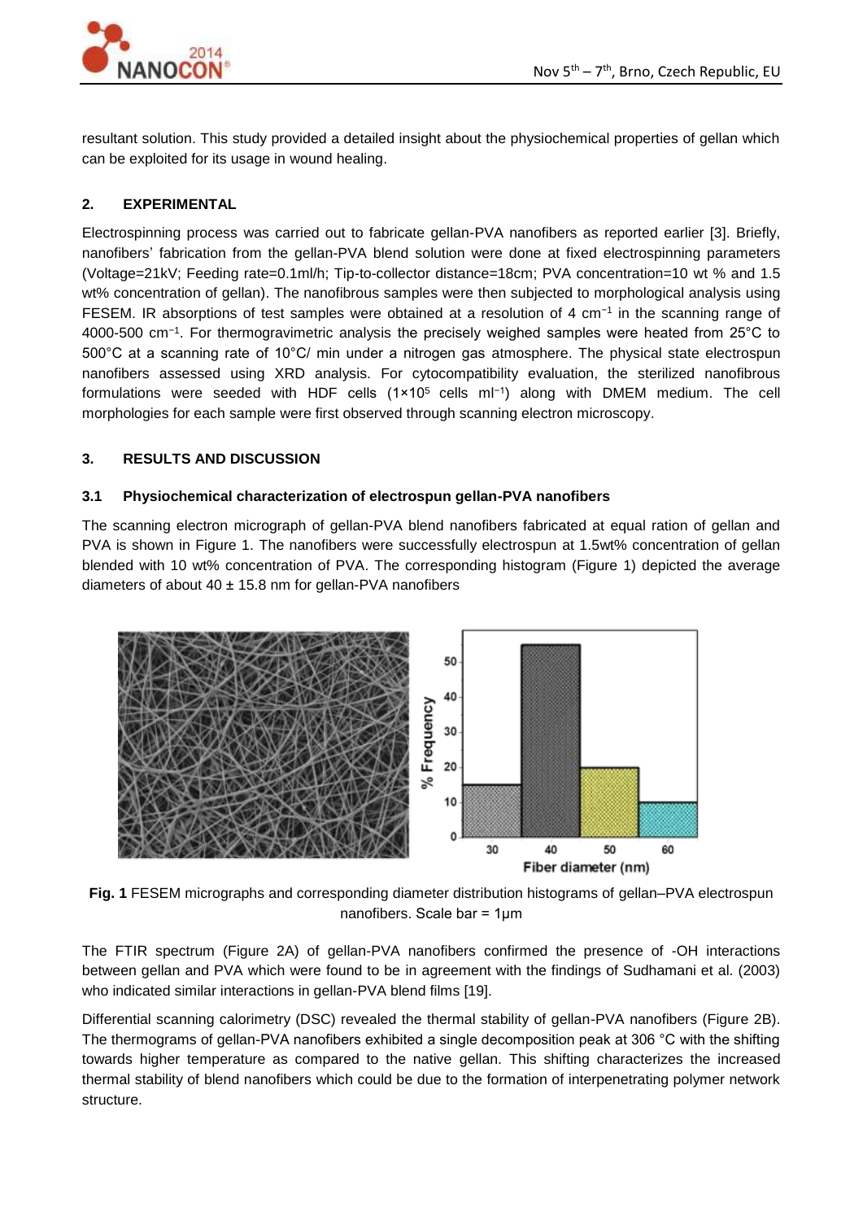resultant solution. This study provided a detailed insight about the physiochemical properties of gellan which can be exploited for its usage in wound healing.

## 2. EXPERIMENTAL

Electrospinning process was carried out to fabricate gellan-PVA nanofibers as reported earlier [3]. Briefly, nanofibers' fabrication from the gellan-PVA blend solution were done at fixed electrospinning parameters (Voltage=21kV; Feeding rate=0.1ml/h; Tip-to-collector distance=18cm; PVA concentration=10 wt % and 1.5 wt% concentration of gellan). The nanofibrous samples were then subjected to morphological analysis using FESEM. IR absorptions of test samples were obtained at a resolution of 4 $cm^{-1}$ in the scanning range of 4000-500 $cm^{-1}$. For thermogravimetric analysis the precisely weighed samples were heated from 25°C to 500°C at a scanning rate of 10°C/ min under a nitrogen gas atmosphere. The physical state electrospun nanofibers assessed using XRD analysis. For cytocompatibility evaluation, the sterilized nanofibrous formulations were seeded with HDF cells ($1\times10^5$ cells $ml^{-1}$) along with DMEM medium. The cell morphologies for each sample were first observed through scanning electron microscopy.

## 3. RESULTS AND DISCUSSION

### 3.1 Physiochemical characterization of electrospun gellan-PVA nanofibers

The scanning electron micrograph of gellan-PVA blend nanofibers fabricated at equal ration of gellan and PVA is shown in Figure 1. The nanofibers were successfully electrospun at 1.5wt% concentration of gellan blended with 10 wt% concentration of PVA. The corresponding histogram (Figure 1) depicted the average diameters of about 40 ± 15.8 nm for gellan-PVA nanofibers

**Fig. 1** FESEM micrographs and corresponding diameter distribution histograms of gellan–PVA electrospun nanofibers. Scale bar = 1μm

The FTIR spectrum (Figure 2A) of gellan-PVA nanofibers confirmed the presence of -OH interactions between gellan and PVA which were found to be in agreement with the findings of Sudhamani et al. (2003) who indicated similar interactions in gellan-PVA blend films [19].

Differential scanning calorimetry (DSC) revealed the thermal stability of gellan-PVA nanofibers (Figure 2B). The thermograms of gellan-PVA nanofibers exhibited a single decomposition peak at 306 °C with the shifting towards higher temperature as compared to the native gellan. This shifting characterizes the increased thermal stability of blend nanofibers which could be due to the formation of interpenetrating polymer network structure.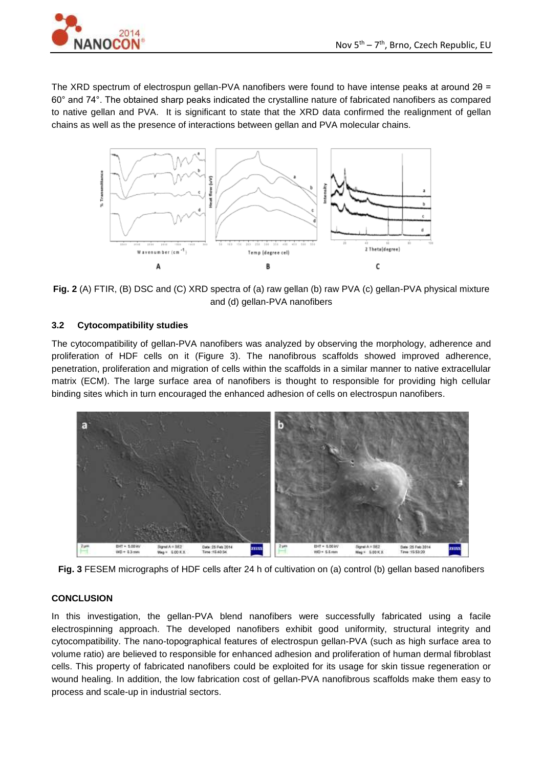The XRD spectrum of electrospun gellan-PVA nanofibers were found to have intense peaks at around 2θ = 60° and 74°. The obtained sharp peaks indicated the crystalline nature of fabricated nanofibers as compared to native gellan and PVA. It is significant to state that the XRD data confirmed the realignment of gellan chains as well as the presence of interactions between gellan and PVA molecular chains.

**Fig. 2** (A) FTIR, (B) DSC and (C) XRD spectra of (a) raw gellan (b) raw PVA (c) gellan-PVA physical mixture and (d) gellan-PVA nanofibers

### 3.2 Cytocompatibility studies

The cytocompatibility of gellan-PVA nanofibers was analyzed by observing the morphology, adherence and proliferation of HDF cells on it (Figure 3). The nanofibrous scaffolds showed improved adherence, penetration, proliferation and migration of cells within the scaffolds in a similar manner to native extracellular matrix (ECM). The large surface area of nanofibers is thought to responsible for providing high cellular binding sites which in turn encouraged the enhanced adhesion of cells on electrospun nanofibers.

**Fig. 3** FESEM micrographs of HDF cells after 24 h of cultivation on (a) control (b) gellan based nanofibers

## CONCLUSION

In this investigation, the gellan-PVA blend nanofibers were successfully fabricated using a facile electrospinning approach. The developed nanofibers exhibit good uniformity, structural integrity and cytocompatibility. The nano-topographical features of electrospun gellan-PVA (such as high surface area to volume ratio) are believed to responsible for enhanced adhesion and proliferation of human dermal fibroblast cells. This property of fabricated nanofibers could be exploited for its usage for skin tissue regeneration or wound healing. In addition, the low fabrication cost of gellan-PVA nanofibrous scaffolds make them easy to process and scale-up in industrial sectors.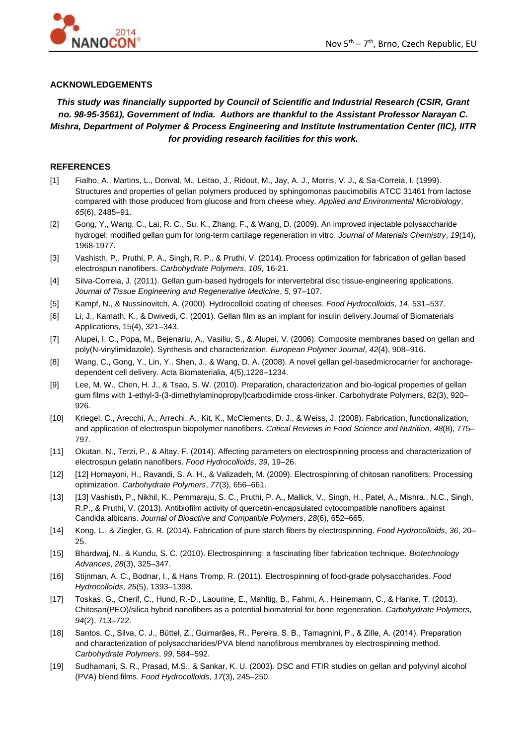### ACKNOWLEDGEMENTS

***This study was financially supported by Council of Scientific and Industrial Research (CSIR, Grant no. 98-95-3561), Government of India. Authors are thankful to the Assistant Professor Narayan C. Mishra, Department of Polymer & Process Engineering and Institute Instrumentation Center (IIC), IITR for providing research facilities for this work.***

### REFERENCES

[1] Fialho, A., Martins, L., Donval, M., Leitao, J., Ridout, M., Jay, A. J., Morris, V. J., & Sa-Correia, I. (1999). Structures and properties of gellan polymers produced by sphingomonas paucimobilis ATCC 31461 from lactose compared with those produced from glucose and from cheese whey. *Applied and Environmental Microbiology*, *65*(6), 2485–91.

[2] Gong, Y., Wang, C., Lai, R. C., Su, K., Zhang, F., & Wang, D. (2009). An improved injectable polysaccharide hydrogel: modified gellan gum for long-term cartilage regeneration in vitro. *Journal of Materials Chemistry*, *19*(14), 1968-1977.

[3] Vashisth, P., Pruthi, P. A., Singh, R. P., & Pruthi, V. (2014). Process optimization for fabrication of gellan based electrospun nanofibers. *Carbohydrate Polymers*, *109,* 16-21.

[4] Silva-Correia, J. (2011). Gellan gum-based hydrogels for intervertebral disc tissue-engineering applications. *Journal of Tissue Engineering and Regenerative Medicine*, *5*, 97–107.

[5] Kampf, N., & Nussinovitch, A. (2000). Hydrocolloid coating of cheeses. *Food Hydrocolloids*, *14*, 531–537.

[6] Li, J., Kamath, K., & Dwivedi, C. (2001). Gellan film as an implant for insulin delivery.Journal of Biomaterials Applications, 15(4), 321–343.

[7] Alupei, I. C., Popa, M., Bejenariu, A., Vasiliu, S., & Alupei, V. (2006). Composite membranes based on gellan and poly(N-vinylimidazole). Synthesis and characterization. *European Polymer Journal*, *42*(4), 908–916.

[8] Wang, C., Gong, Y., Lin, Y., Shen, J., & Wang, D. A. (2008). A novel gellan gel-basedmicrocarrier for anchorage-dependent cell delivery. Acta Biomaterialia, 4(5),1226–1234.

[9] Lee, M. W., Chen, H. J., & Tsao, S. W. (2010). Preparation, characterization and bio-logical properties of gellan gum films with 1-ethyl-3-(3-dimethylaminopropyl)carbodiimide cross-linker. Carbohydrate Polymers, 82(3), 920–926.

[10] Kriegel, C., Arecchi, A., Arrechi, A., Kit, K., McClements, D. J., & Weiss, J. (2008). Fabrication, functionalization, and application of electrospun biopolymer nanofibers. *Critical Reviews in Food Science and Nutrition*, *48*(8), 775–797.

[11] Okutan, N., Terzi, P., & Altay, F. (2014). Affecting parameters on electrospinning process and characterization of electrospun gelatin nanofibers. *Food Hydrocolloids*, *39*, 19–26.

[12] [12] Homayoni, H., Ravandi, S. A. H., & Valizadeh, M. (2009). Electrospinning of chitosan nanofibers: Processing optimization. *Carbohydrate Polymers*, *77*(3), 656–661.

[13] [13] Vashisth, P., Nikhil, K., Pemmaraju, S. C., Pruthi, P. A., Mallick, V., Singh, H., Patel, A., Mishra., N.C., Singh, R.P., & Pruthi, V. (2013). Antibiofilm activity of quercetin-encapsulated cytocompatible nanofibers against Candida albicans. *Journal of Bioactive and Compatible Polymers*, *28*(6), 652–665.

[14] Kong, L., & Ziegler, G. R. (2014). Fabrication of pure starch fibers by electrospinning. *Food Hydrocolloids*, *36*, 20–25.

[15] Bhardwaj, N., & Kundu, S. C. (2010). Electrospinning: a fascinating fiber fabrication technique. *Biotechnology Advances*, *28*(3), 325–347.

[16] Stijnman, A. C., Bodnar, I., & Hans Tromp, R. (2011). Electrospinning of food-grade polysaccharides. *Food Hydrocolloids*, *25*(5), 1393–1398.

[17] Toskas, G., Cherif, C., Hund, R.-D., Laourine, E., Mahltig, B., Fahmi, A., Heinemann, C., & Hanke, T. (2013). Chitosan(PEO)/silica hybrid nanofibers as a potential biomaterial for bone regeneration. *Carbohydrate Polymers*, *94*(2), 713–722.

[18] Santos, C., Silva, C. J., Büttel, Z., Guimarães, R., Pereira, S. B., Tamagnini, P., & Zille, A. (2014). Preparation and characterization of polysaccharides/PVA blend nanofibrous membranes by electrospinning method. *Carbohydrate Polymers*, *99*, 584–592.

[19] Sudhamani, S. R., Prasad, M.S., & Sankar, K. U. (2003). DSC and FTIR studies on gellan and polyvinyl alcohol (PVA) blend films. *Food Hydrocolloids*, *17*(3), 245–250.